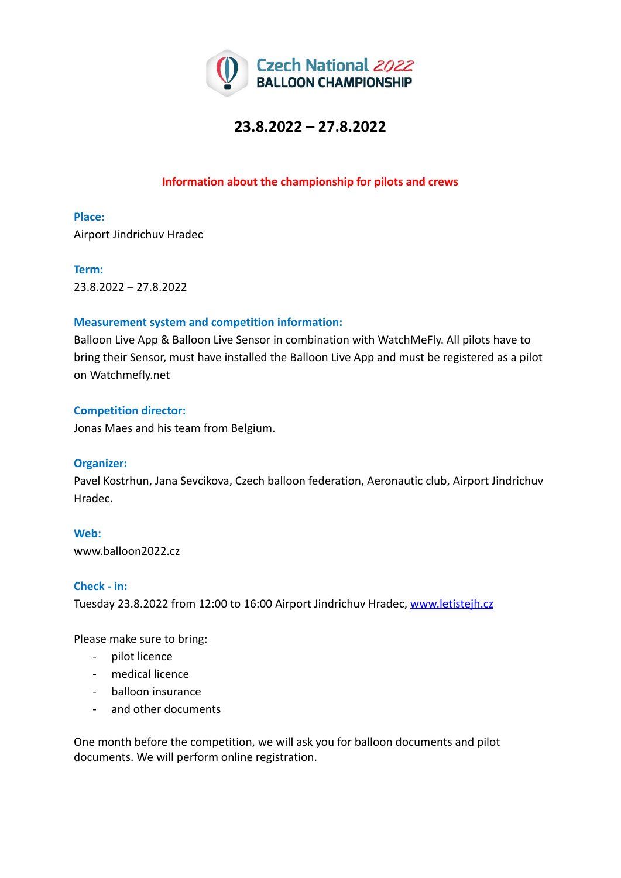# Czech National 2022 BALLOON CHAMPIONSHIP

## 23.8.2022 – 27.8.2022

**Information about the championship for pilots and crews**

**Place:**
Airport Jindrichuv Hradec

**Term:**
23.8.2022 – 27.8.2022

**Measurement system and competition information:**
Balloon Live App & Balloon Live Sensor in combination with WatchMeFly. All pilots have to bring their Sensor, must have installed the Balloon Live App and must be registered as a pilot on Watchmefly.net

**Competition director:**
Jonas Maes and his team from Belgium.

**Organizer:**
Pavel Kostrhun, Jana Sevcikova, Czech balloon federation, Aeronautic club, Airport Jindrichuv Hradec.

**Web:**
www.balloon2022.cz

**Check - in:**
Tuesday 23.8.2022 from 12:00 to 16:00 Airport Jindrichuv Hradec, www.letistejh.cz

Please make sure to bring:

- pilot licence
- medical licence
- balloon insurance
- and other documents

One month before the competition, we will ask you for balloon documents and pilot documents. We will perform online registration.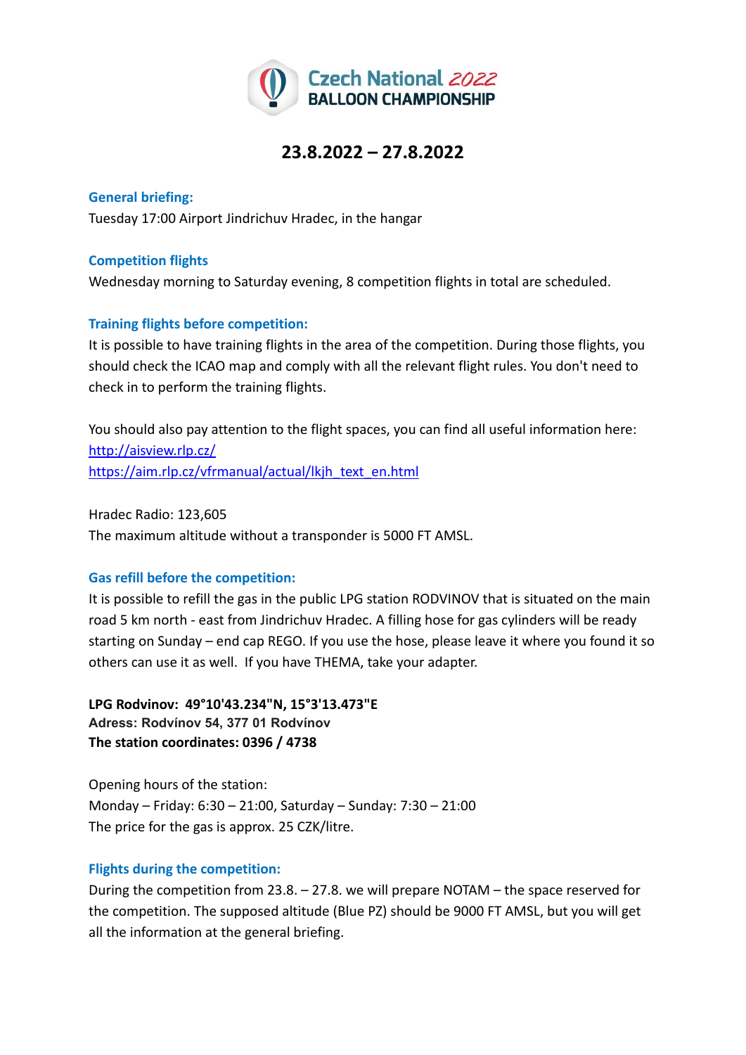# Czech National 2022 BALLOON CHAMPIONSHIP

## 23.8.2022 – 27.8.2022

### General briefing:

Tuesday 17:00 Airport Jindrichuv Hradec, in the hangar

### Competition flights

Wednesday morning to Saturday evening, 8 competition flights in total are scheduled.

### Training flights before competition:

It is possible to have training flights in the area of the competition. During those flights, you should check the ICAO map and comply with all the relevant flight rules. You don't need to check in to perform the training flights.

You should also pay attention to the flight spaces, you can find all useful information here:
http://aisview.rlp.cz/
https://aim.rlp.cz/vfrmanual/actual/lkjh_text_en.html

Hradec Radio: 123,605
The maximum altitude without a transponder is 5000 FT AMSL.

### Gas refill before the competition:

It is possible to refill the gas in the public LPG station RODVINOV that is situated on the main road 5 km north - east from Jindrichuv Hradec. A filling hose for gas cylinders will be ready starting on Sunday – end cap REGO. If you use the hose, please leave it where you found it so others can use it as well. If you have THEMA, take your adapter.

**LPG Rodvinov: 49°10'43.234"N, 15°3'13.473"E**
**Adress: Rodvínov 54, 377 01 Rodvínov**
**The station coordinates: 0396 / 4738**

Opening hours of the station:
Monday – Friday: 6:30 – 21:00, Saturday – Sunday: 7:30 – 21:00
The price for the gas is approx. 25 CZK/litre.

### Flights during the competition:

During the competition from 23.8. – 27.8. we will prepare NOTAM – the space reserved for the competition. The supposed altitude (Blue PZ) should be 9000 FT AMSL, but you will get all the information at the general briefing.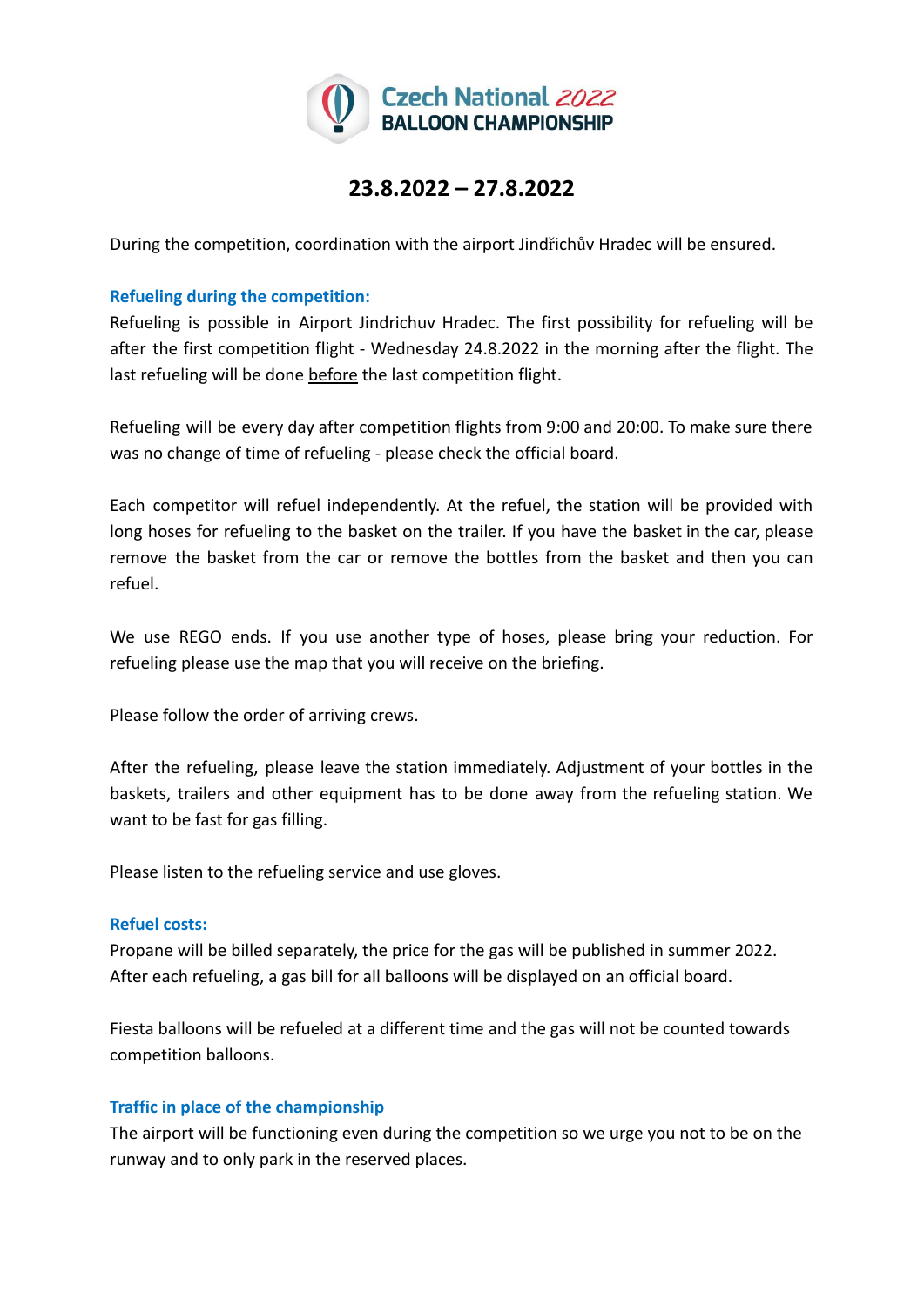Czech National 2022
BALLOON CHAMPIONSHIP

# 23.8.2022 – 27.8.2022

During the competition, coordination with the airport Jindřichův Hradec will be ensured.

### Refueling during the competition:

Refueling is possible in Airport Jindrichuv Hradec. The first possibility for refueling will be after the first competition flight - Wednesday 24.8.2022 in the morning after the flight. The last refueling will be done before the last competition flight.

Refueling will be every day after competition flights from 9:00 and 20:00. To make sure there was no change of time of refueling - please check the official board.

Each competitor will refuel independently. At the refuel, the station will be provided with long hoses for refueling to the basket on the trailer. If you have the basket in the car, please remove the basket from the car or remove the bottles from the basket and then you can refuel.

We use REGO ends. If you use another type of hoses, please bring your reduction. For refueling please use the map that you will receive on the briefing.

Please follow the order of arriving crews.

After the refueling, please leave the station immediately. Adjustment of your bottles in the baskets, trailers and other equipment has to be done away from the refueling station. We want to be fast for gas filling.

Please listen to the refueling service and use gloves.

### Refuel costs:

Propane will be billed separately, the price for the gas will be published in summer 2022. After each refueling, a gas bill for all balloons will be displayed on an official board.

Fiesta balloons will be refueled at a different time and the gas will not be counted towards competition balloons.

### Traffic in place of the championship

The airport will be functioning even during the competition so we urge you not to be on the runway and to only park in the reserved places.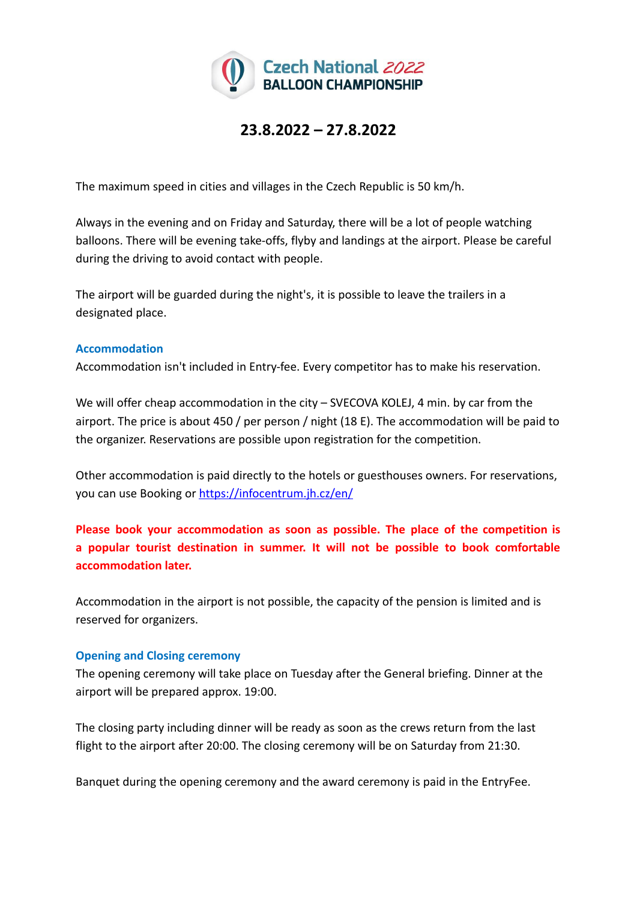Czech National 2022 BALLOON CHAMPIONSHIP

## 23.8.2022 – 27.8.2022

The maximum speed in cities and villages in the Czech Republic is 50 km/h.

Always in the evening and on Friday and Saturday, there will be a lot of people watching balloons. There will be evening take-offs, flyby and landings at the airport. Please be careful during the driving to avoid contact with people.

The airport will be guarded during the night's, it is possible to leave the trailers in a designated place.

### Accommodation

Accommodation isn't included in Entry-fee. Every competitor has to make his reservation.

We will offer cheap accommodation in the city – SVECOVA KOLEJ, 4 min. by car from the airport. The price is about 450 / per person / night (18 E). The accommodation will be paid to the organizer. Reservations are possible upon registration for the competition.

Other accommodation is paid directly to the hotels or guesthouses owners. For reservations, you can use Booking or [https://infocentrum.jh.cz/en/](https://infocentrum.jh.cz/en/)

**Please book your accommodation as soon as possible. The place of the competition is a popular tourist destination in summer. It will not be possible to book comfortable accommodation later.**

Accommodation in the airport is not possible, the capacity of the pension is limited and is reserved for organizers.

### Opening and Closing ceremony

The opening ceremony will take place on Tuesday after the General briefing. Dinner at the airport will be prepared approx. 19:00.

The closing party including dinner will be ready as soon as the crews return from the last flight to the airport after 20:00. The closing ceremony will be on Saturday from 21:30.

Banquet during the opening ceremony and the award ceremony is paid in the EntryFee.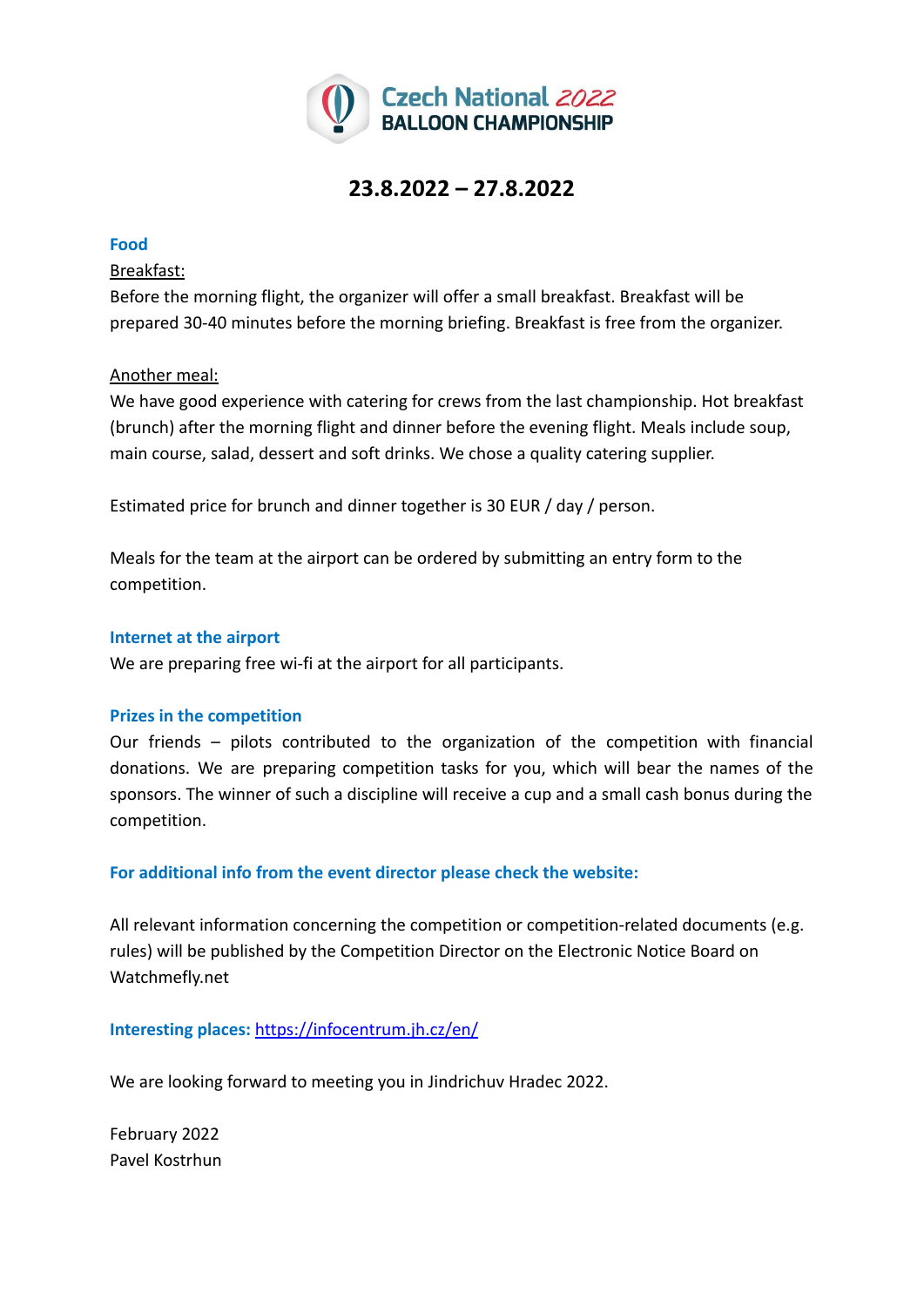Czech National 2022
BALLOON CHAMPIONSHIP

# 23.8.2022 – 27.8.2022

## Food

Breakfast:

Before the morning flight, the organizer will offer a small breakfast. Breakfast will be prepared 30-40 minutes before the morning briefing. Breakfast is free from the organizer.

Another meal:

We have good experience with catering for crews from the last championship. Hot breakfast (brunch) after the morning flight and dinner before the evening flight. Meals include soup, main course, salad, dessert and soft drinks. We chose a quality catering supplier.

Estimated price for brunch and dinner together is 30 EUR / day / person.

Meals for the team at the airport can be ordered by submitting an entry form to the competition.

## Internet at the airport

We are preparing free wi-fi at the airport for all participants.

## Prizes in the competition

Our friends – pilots contributed to the organization of the competition with financial donations. We are preparing competition tasks for you, which will bear the names of the sponsors. The winner of such a discipline will receive a cup and a small cash bonus during the competition.

## For additional info from the event director please check the website:

All relevant information concerning the competition or competition-related documents (e.g. rules) will be published by the Competition Director on the Electronic Notice Board on Watchmefly.net

**Interesting places:** https://infocentrum.jh.cz/en/

We are looking forward to meeting you in Jindrichuv Hradec 2022.

February 2022
Pavel Kostrhun